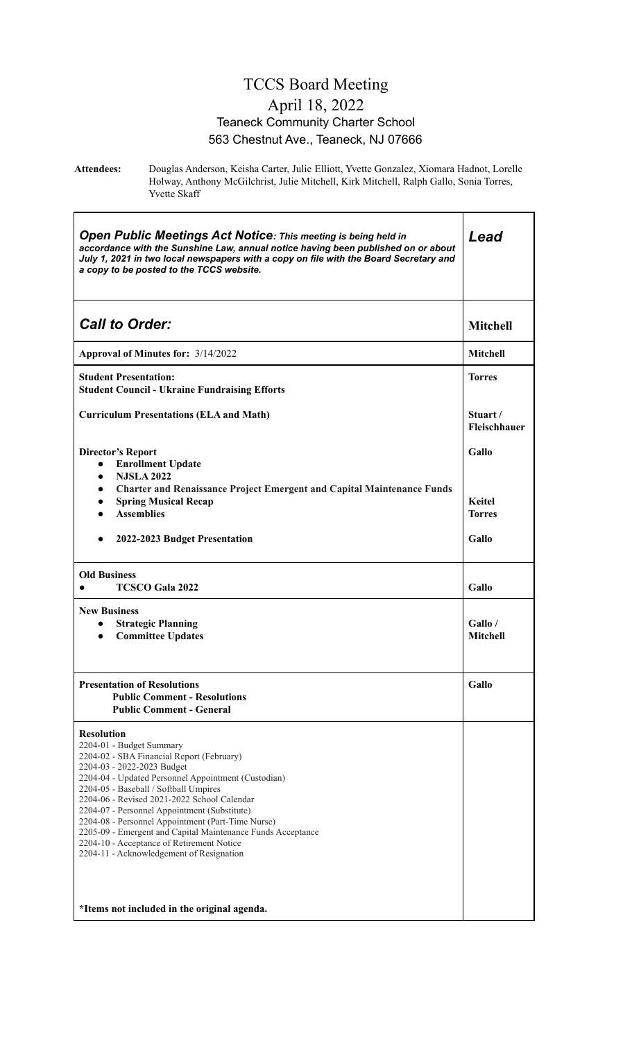# TCCS Board Meeting

## April 18, 2022

### Teaneck Community Charter School

### 563 Chestnut Ave., Teaneck, NJ 07666

**Attendees:** Douglas Anderson, Keisha Carter, Julie Elliott, Yvette Gonzalez, Xiomara Hadnot, Lorelle Holway, Anthony McGilchrist, Julie Mitchell, Kirk Mitchell, Ralph Gallo, Sonia Torres, Yvette Skaff

| ***Open Public Meetings Act Notice**: This meeting is being held in accordance with the Sunshine Law, annual notice having been published on or about July 1, 2021 in two local newspapers with a copy on file with the Board Secretary and a copy to be posted to the TCCS website.* | ***Lead*** |
|---|---|
| ***Call to Order:*** | **Mitchell** |
| **Approval of Minutes for:** 3/14/2022 | **Mitchell** |
| **Student Presentation:**<br>**Student Council - Ukraine Fundraising Efforts** | **Torres** |
| **Curriculum Presentations (ELA and Math)** | **Stuart / Fleischhauer** |
| **Director's Report**<br>• **Enrollment Update**<br>• **NJSLA 2022**<br>• **Charter and Renaissance Project Emergent and Capital Maintenance Funds** | **Gallo** |
| • **Spring Musical Recap** | **Keitel** |
| • **Assemblies** | **Torres** |
| • **2022-2023 Budget Presentation** | **Gallo** |
| **Old Business**<br>• **TCSCO Gala 2022** | **Gallo** |
| **New Business**<br>• **Strategic Planning**<br>• **Committee Updates** | **Gallo / Mitchell** |
| **Presentation of Resolutions**<br>**Public Comment - Resolutions**<br>**Public Comment - General** | **Gallo** |
| **Resolution**<br>2204-01 - Budget Summary<br>2204-02 - SBA Financial Report (February)<br>2204-03 - 2022-2023 Budget<br>2204-04 - Updated Personnel Appointment (Custodian)<br>2204-05 - Baseball / Softball Umpires<br>2204-06 - Revised 2021-2022 School Calendar<br>2204-07 - Personnel Appointment (Substitute)<br>2204-08 - Personnel Appointment (Part-Time Nurse)<br>2205-09 - Emergent and Capital Maintenance Funds Acceptance<br>2204-10 - Acceptance of Retirement Notice<br>2204-11 - Acknowledgement of Resignation<br><br>**\*Items not included in the original agenda.** | |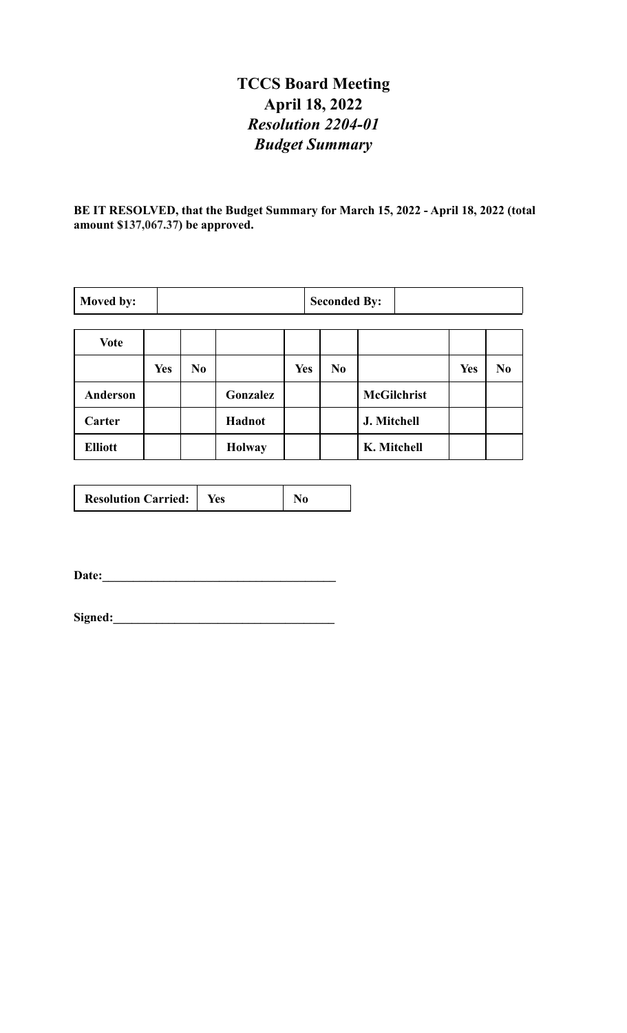# TCCS Board Meeting
## April 18, 2022
### *Resolution 2204-01*
### *Budget Summary*

**BE IT RESOLVED, that the Budget Summary for March 15, 2022 - April 18, 2022 (total amount $137,067.37) be approved.**

| **Moved by:** | | **Seconded By:** | |
|---|---|---|---|

| **Vote** | | | | | | | | |
|---|---|---|---|---|---|---|---|---|
| | **Yes** | **No** | | **Yes** | **No** | | **Yes** | **No** |
| **Anderson** | | | **Gonzalez** | | | **McGilchrist** | | |
| **Carter** | | | **Hadnot** | | | **J. Mitchell** | | |
| **Elliott** | | | **Holway** | | | **K. Mitchell** | | |

| **Resolution Carried:** | **Yes** | **No** |
|---|---|---|

**Date:**______________________________________

**Signed:**____________________________________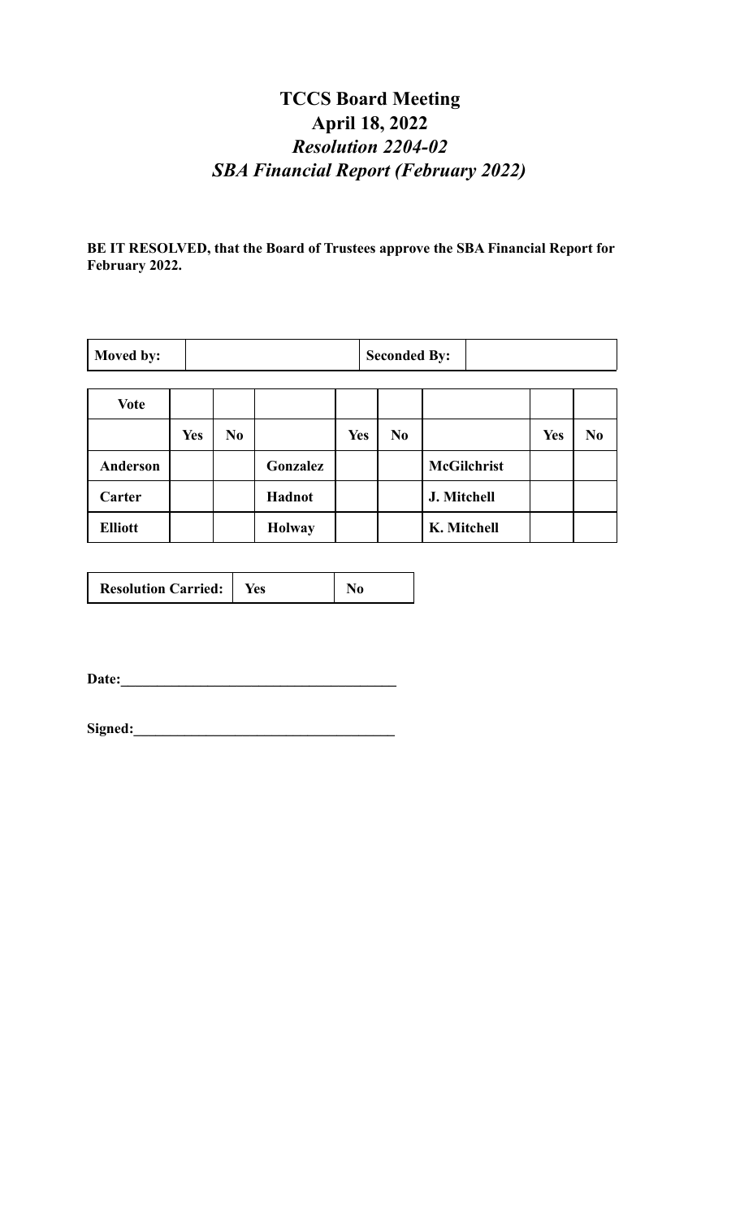# TCCS Board Meeting
## April 18, 2022
### *Resolution 2204-02*
### *SBA Financial Report (February 2022)*

**BE IT RESOLVED, that the Board of Trustees approve the SBA Financial Report for February 2022.**

| **Moved by:** | | **Seconded By:** | |
|---|---|---|---|

| **Vote** | | | | | | | | |
|---|---|---|---|---|---|---|---|---|
| | **Yes** | **No** | | **Yes** | **No** | | **Yes** | **No** |
| **Anderson** | | | **Gonzalez** | | | **McGilchrist** | | |
| **Carter** | | | **Hadnot** | | | **J. Mitchell** | | |
| **Elliott** | | | **Holway** | | | **K. Mitchell** | | |

| **Resolution Carried:** | **Yes** | **No** |
|---|---|---|

**Date:**_____________________________________

**Signed:**___________________________________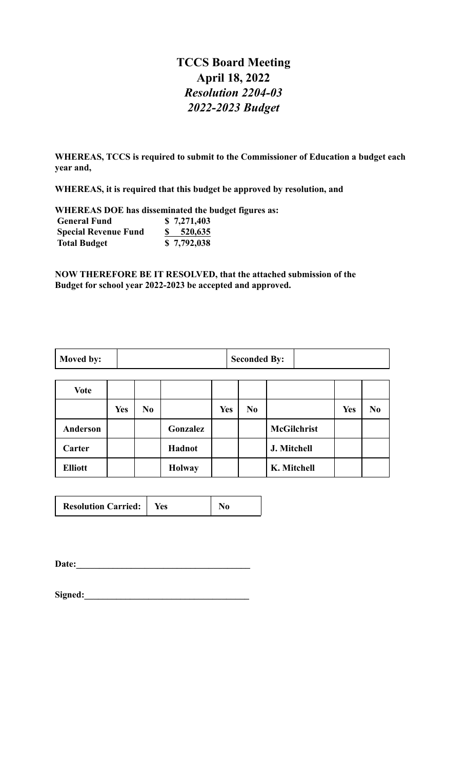# TCCS Board Meeting
## April 18, 2022
### *Resolution 2204-03*
### *2022-2023 Budget*

**WHEREAS, TCCS is required to submit to the Commissioner of Education a budget each year and,**

**WHEREAS, it is required that this budget be approved by resolution, and**

**WHEREAS DOE has disseminated the budget figures as:**

| | |
|---|---|
| **General Fund** | **$ 7,271,403** |
| **Special Revenue Fund** | **$ 520,635** |
| **Total Budget** | **$ 7,792,038** |

**NOW THEREFORE BE IT RESOLVED, that the attached submission of the Budget for school year 2022-2023 be accepted and approved.**

| **Moved by:** | | **Seconded By:** | |
|---|---|---|---|

| **Vote** | | | | | | | | |
|---|---|---|---|---|---|---|---|---|
| | **Yes** | **No** | | **Yes** | **No** | | **Yes** | **No** |
| **Anderson** | | | **Gonzalez** | | | **McGilchrist** | | |
| **Carter** | | | **Hadnot** | | | **J. Mitchell** | | |
| **Elliott** | | | **Holway** | | | **K. Mitchell** | | |

| **Resolution Carried:** | **Yes** | **No** |
|---|---|---|

**Date:**\_\_\_\_\_\_\_\_\_\_\_\_\_\_\_\_\_\_\_\_\_\_\_\_\_\_\_\_\_\_\_\_\_\_\_\_\_

**Signed:**\_\_\_\_\_\_\_\_\_\_\_\_\_\_\_\_\_\_\_\_\_\_\_\_\_\_\_\_\_\_\_\_\_\_\_\_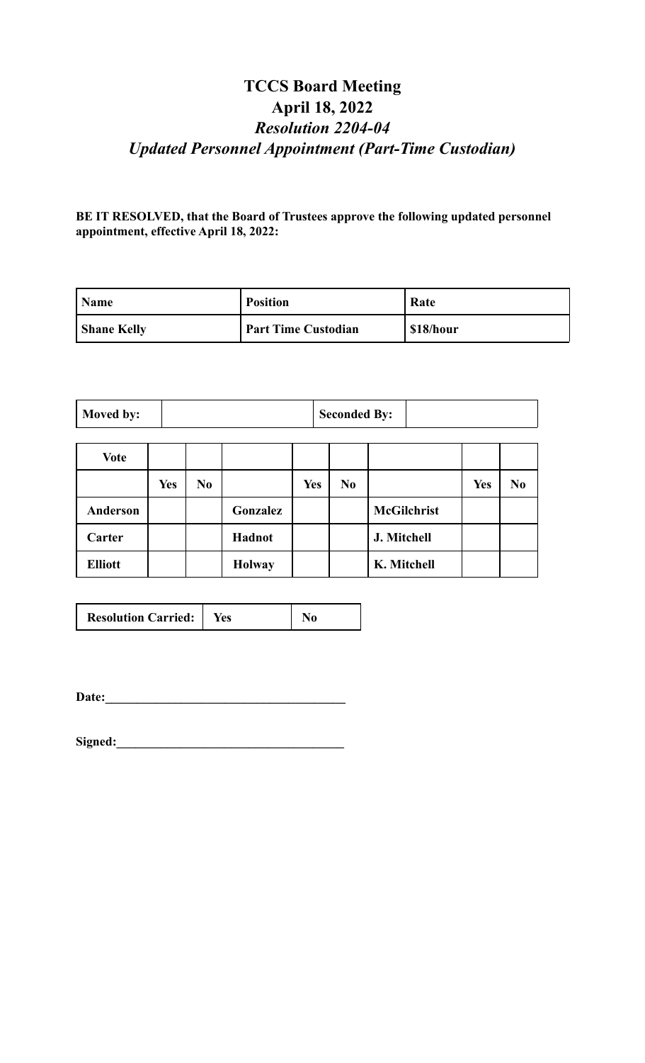# TCCS Board Meeting
# April 18, 2022
## *Resolution 2204-04*
## *Updated Personnel Appointment (Part-Time Custodian)*

**BE IT RESOLVED, that the Board of Trustees approve the following updated personnel appointment, effective April 18, 2022:**

| Name | Position | Rate |
|---|---|---|
| Shane Kelly | Part Time Custodian | $18/hour |

| Moved by: | | Seconded By: | |
|---|---|---|---|

| Vote | | | | | | | | |
|---|---|---|---|---|---|---|---|---|
| | Yes | No | | Yes | No | | Yes | No |
| Anderson | | | Gonzalez | | | McGilchrist | | |
| Carter | | | Hadnot | | | J. Mitchell | | |
| Elliott | | | Holway | | | K. Mitchell | | |

| Resolution Carried: | Yes | No |
|---|---|---|

**Date:**______________________________________

**Signed:**____________________________________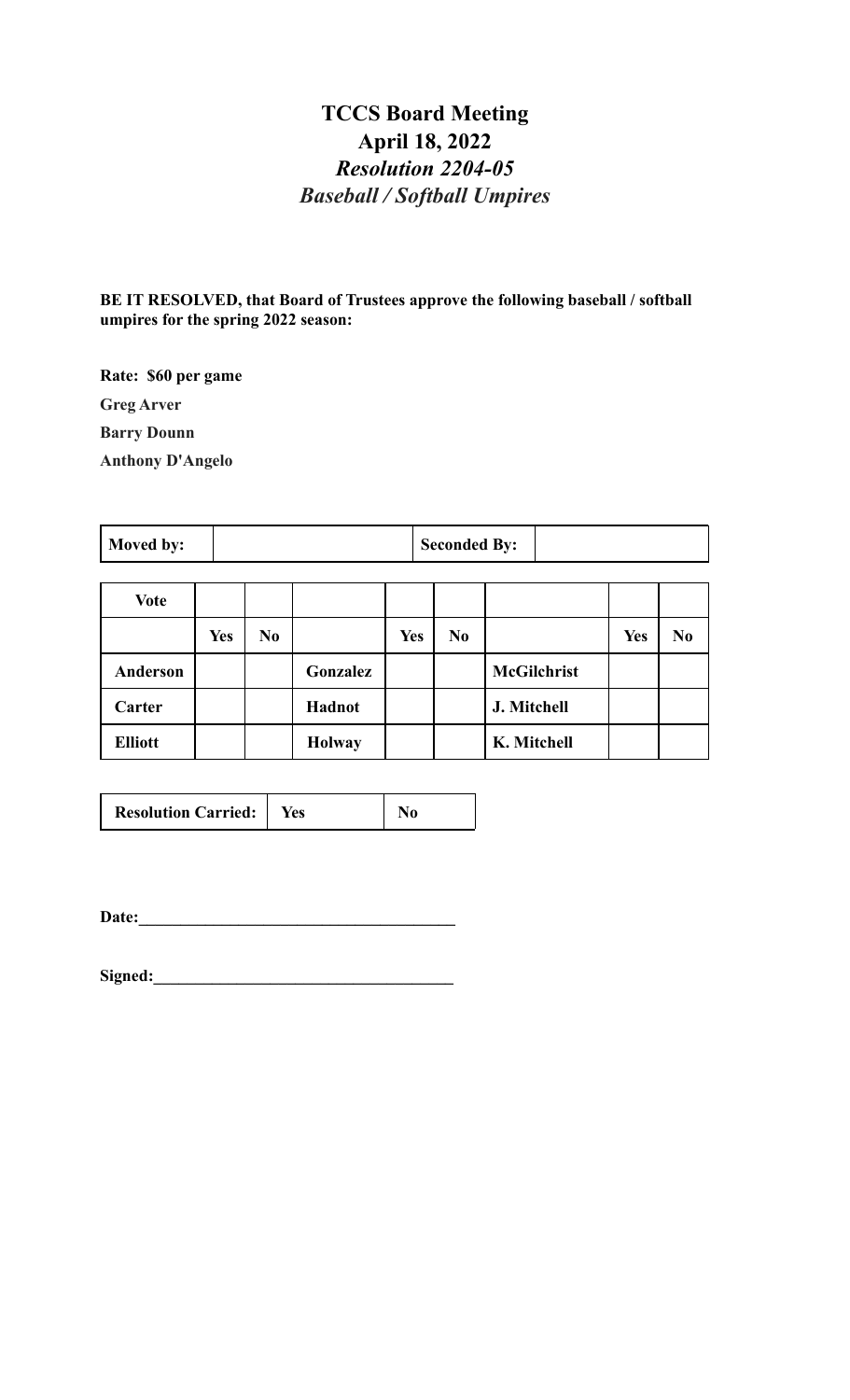# TCCS Board Meeting
## April 18, 2022
### *Resolution 2204-05*
### *Baseball / Softball Umpires*

**BE IT RESOLVED, that Board of Trustees approve the following baseball / softball umpires for the spring 2022 season:**

**Rate: $60 per game**

**Greg Arver**

**Barry Dounn**

**Anthony D'Angelo**

| Moved by: | | Seconded By: | |
|---|---|---|---|

| Vote | | | | | | | | |
|---|---|---|---|---|---|---|---|---|
| | Yes | No | | Yes | No | | Yes | No |
| Anderson | | | Gonzalez | | | McGilchrist | | |
| Carter | | | Hadnot | | | J. Mitchell | | |
| Elliott | | | Holway | | | K. Mitchell | | |

| Resolution Carried: | Yes | No |
|---|---|---|

**Date:**\_\_\_\_\_\_\_\_\_\_\_\_\_\_\_\_\_\_\_\_\_\_\_\_\_\_\_\_\_\_\_\_\_\_\_\_\_\_

**Signed:**\_\_\_\_\_\_\_\_\_\_\_\_\_\_\_\_\_\_\_\_\_\_\_\_\_\_\_\_\_\_\_\_\_\_\_\_\_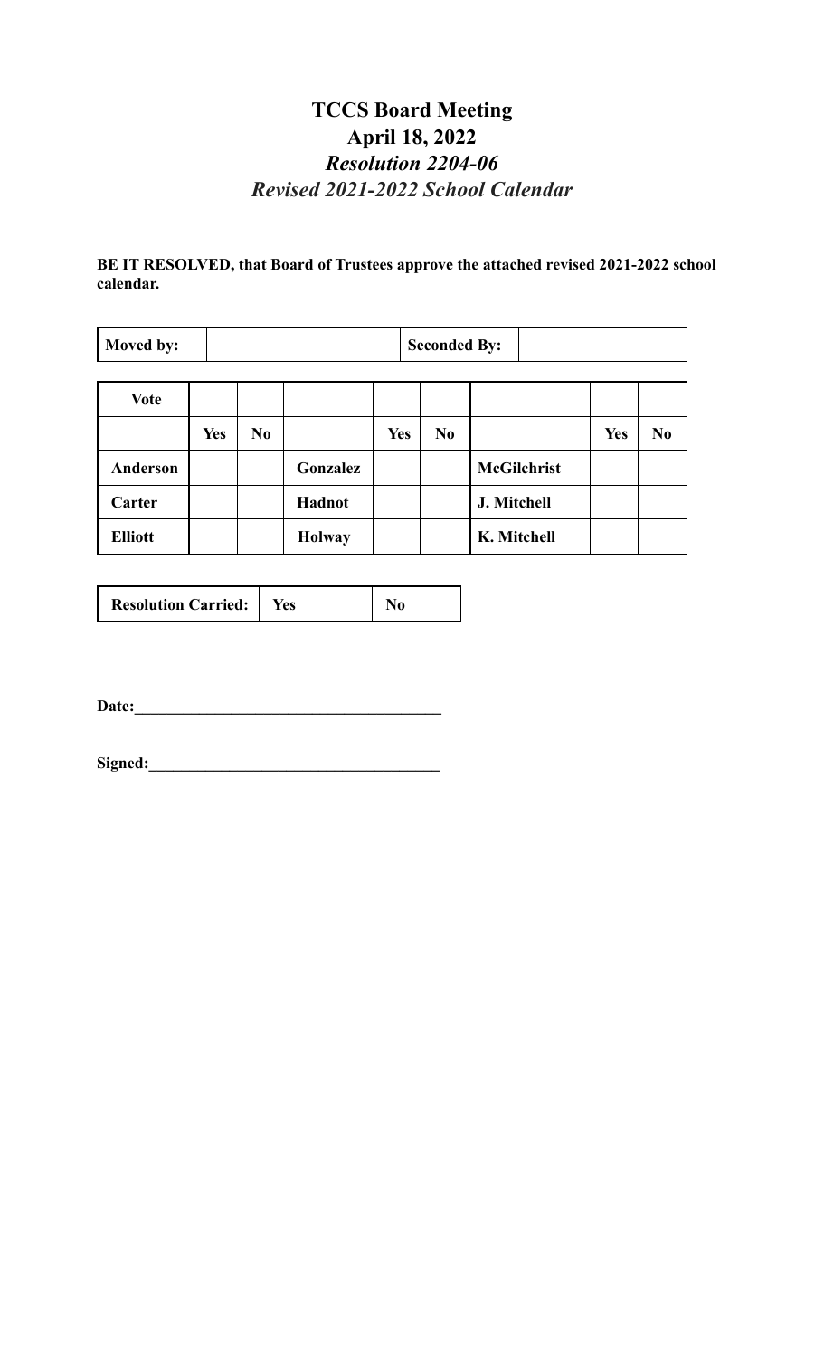# TCCS Board Meeting
# April 18, 2022
## *Resolution 2204-06*
## *Revised 2021-2022 School Calendar*

**BE IT RESOLVED, that Board of Trustees approve the attached revised 2021-2022 school calendar.**

| **Moved by:** | | **Seconded By:** | |
|---|---|---|---|

| **Vote** | | | | | | | | |
|---|---|---|---|---|---|---|---|---|
| | **Yes** | **No** | | **Yes** | **No** | | **Yes** | **No** |
| **Anderson** | | | **Gonzalez** | | | **McGilchrist** | | |
| **Carter** | | | **Hadnot** | | | **J. Mitchell** | | |
| **Elliott** | | | **Holway** | | | **K. Mitchell** | | |

| **Resolution Carried:** | **Yes** | **No** |
|---|---|---|

**Date:**\_\_\_\_\_\_\_\_\_\_\_\_\_\_\_\_\_\_\_\_\_\_\_\_\_\_\_\_\_\_\_\_\_\_\_\_\_\_

**Signed:**\_\_\_\_\_\_\_\_\_\_\_\_\_\_\_\_\_\_\_\_\_\_\_\_\_\_\_\_\_\_\_\_\_\_\_\_\_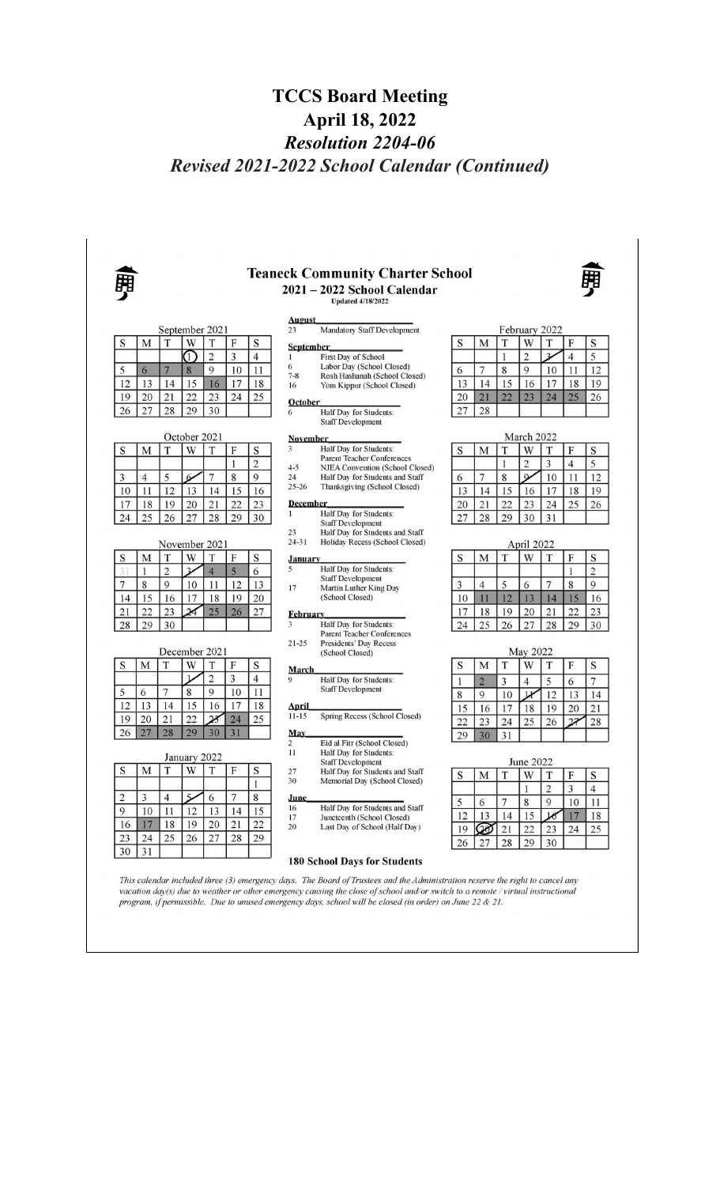# TCCS Board Meeting
# April 18, 2022
## *Resolution 2204-06*
## *Revised 2021-2022 School Calendar (Continued)*

### Teaneck Community Charter School
### 2021 – 2022 School Calendar
Updated 4/18/2022

**September 2021**

| S | M | T | W | T | F | S |
|---|---|---|---|---|---|---|
| | | | 1 | 2 | 3 | 4 |
| 5 | 6 | 7 | 8 | 9 | 10 | 11 |
| 12 | 13 | 14 | 15 | 16 | 17 | 18 |
| 19 | 20 | 21 | 22 | 23 | 24 | 25 |
| 26 | 27 | 28 | 29 | 30 | | |

**October 2021**

| S | M | T | W | T | F | S |
|---|---|---|---|---|---|---|
| | | | | | 1 | 2 |
| 3 | 4 | 5 | 6 | 7 | 8 | 9 |
| 10 | 11 | 12 | 13 | 14 | 15 | 16 |
| 17 | 18 | 19 | 20 | 21 | 22 | 23 |
| 24 | 25 | 26 | 27 | 28 | 29 | 30 |

**November 2021**

| S | M | T | W | T | F | S |
|---|---|---|---|---|---|---|
| 31 | 1 | 2 | 3 | 4 | 5 | 6 |
| 7 | 8 | 9 | 10 | 11 | 12 | 13 |
| 14 | 15 | 16 | 17 | 18 | 19 | 20 |
| 21 | 22 | 23 | 24 | 25 | 26 | 27 |
| 28 | 29 | 30 | | | | |

**December 2021**

| S | M | T | W | T | F | S |
|---|---|---|---|---|---|---|
| | | | 1 | 2 | 3 | 4 |
| 5 | 6 | 7 | 8 | 9 | 10 | 11 |
| 12 | 13 | 14 | 15 | 16 | 17 | 18 |
| 19 | 20 | 21 | 22 | 23 | 24 | 25 |
| 26 | 27 | 28 | 29 | 30 | 31 | |

**January 2022**

| S | M | T | W | T | F | S |
|---|---|---|---|---|---|---|
| | | | | | | 1 |
| 2 | 3 | 4 | 5 | 6 | 7 | 8 |
| 9 | 10 | 11 | 12 | 13 | 14 | 15 |
| 16 | 17 | 18 | 19 | 20 | 21 | 22 |
| 23 | 24 | 25 | 26 | 27 | 28 | 29 |
| 30 | 31 | | | | | |

**August**
- 23 Mandatory Staff Development

**September**
- 1 First Day of School
- 6 Labor Day (School Closed)
- 7-8 Rosh Hashanah (School Closed)
- 16 Yom Kippur (School Closed)

**October**
- 6 Half Day for Students: Staff Development

**November**
- 3 Half Day for Students: Parent Teacher Conferences
- 4-5 NJEA Convention (School Closed)
- 24 Half Day for Students and Staff
- 25-26 Thanksgiving (School Closed)

**December**
- 1 Half Day for Students: Staff Development
- 23 Half Day for Students and Staff
- 24-31 Holiday Recess (School Closed)

**January**
- 5 Half Day for Students: Staff Development
- 17 Martin Luther King Day (School Closed)

**February**
- 3 Half Day for Students: Parent Teacher Conferences
- 21-25 Presidents' Day Recess (School Closed)

**March**
- 9 Half Day for Students: Staff Development

**April**
- 11-15 Spring Recess (School Closed)

**May**
- 2 Eid al Fitr (School Closed)
- 11 Half Day for Students: Staff Development
- 27 Half Day for Students and Staff
- 30 Memorial Day (School Closed)

**June**
- 16 Half Day for Students and Staff
- 17 Juneteenth (School Closed)
- 20 Last Day of School (Half Day)

**180 School Days for Students**

**February 2022**

| S | M | T | W | T | F | S |
|---|---|---|---|---|---|---|
| | | 1 | 2 | 3 | 4 | 5 |
| 6 | 7 | 8 | 9 | 10 | 11 | 12 |
| 13 | 14 | 15 | 16 | 17 | 18 | 19 |
| 20 | 21 | 22 | 23 | 24 | 25 | 26 |
| 27 | 28 | | | | | |

**March 2022**

| S | M | T | W | T | F | S |
|---|---|---|---|---|---|---|
| | | 1 | 2 | 3 | 4 | 5 |
| 6 | 7 | 8 | 9 | 10 | 11 | 12 |
| 13 | 14 | 15 | 16 | 17 | 18 | 19 |
| 20 | 21 | 22 | 23 | 24 | 25 | 26 |
| 27 | 28 | 29 | 30 | 31 | | |

**April 2022**

| S | M | T | W | T | F | S |
|---|---|---|---|---|---|---|
| | | | | | 1 | 2 |
| 3 | 4 | 5 | 6 | 7 | 8 | 9 |
| 10 | 11 | 12 | 13 | 14 | 15 | 16 |
| 17 | 18 | 19 | 20 | 21 | 22 | 23 |
| 24 | 25 | 26 | 27 | 28 | 29 | 30 |

**May 2022**

| S | M | T | W | T | F | S |
|---|---|---|---|---|---|---|
| 1 | 2 | 3 | 4 | 5 | 6 | 7 |
| 8 | 9 | 10 | 11 | 12 | 13 | 14 |
| 15 | 16 | 17 | 18 | 19 | 20 | 21 |
| 22 | 23 | 24 | 25 | 26 | 27 | 28 |
| 29 | 30 | 31 | | | | |

**June 2022**

| S | M | T | W | T | F | S |
|---|---|---|---|---|---|---|
| | | | 1 | 2 | 3 | 4 |
| 5 | 6 | 7 | 8 | 9 | 10 | 11 |
| 12 | 13 | 14 | 15 | 16 | 17 | 18 |
| 19 | 20 | 21 | 22 | 23 | 24 | 25 |
| 26 | 27 | 28 | 29 | 30 | | |

*This calendar included three (3) emergency days. The Board of Trustees and the Administration reserve the right to cancel any vacation day(s) due to weather or other emergency causing the close of school and/or switch to a remote / virtual instructional program, if permissible. Due to unused emergency days, school will be closed (in order) on June 22 & 21.*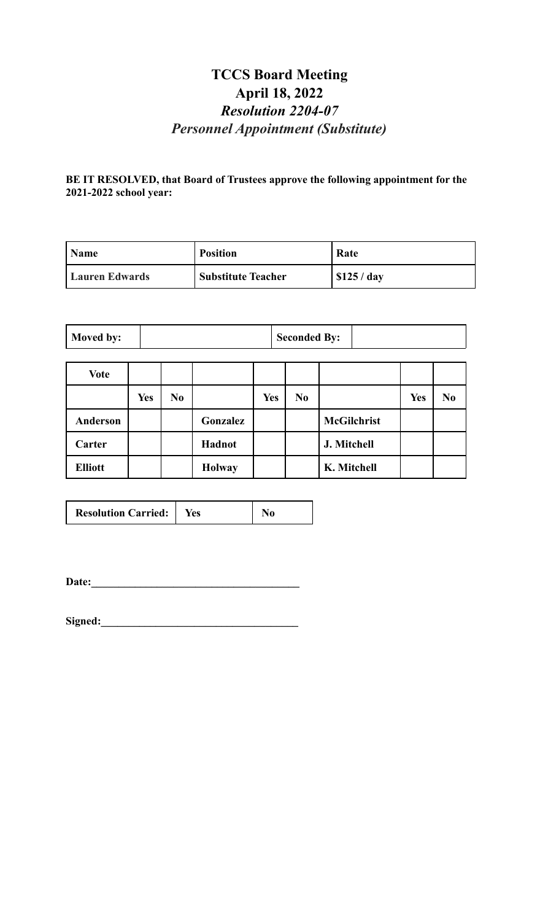# TCCS Board Meeting

## April 18, 2022

### *Resolution 2204-07*

### *Personnel Appointment (Substitute)*

**BE IT RESOLVED, that Board of Trustees approve the following appointment for the 2021-2022 school year:**

| Name | Position | Rate |
|---|---|---|
| Lauren Edwards | Substitute Teacher | $125 / day |

| Moved by: | | Seconded By: | |
|---|---|---|---|

| Vote | | | | | | | | |
|---|---|---|---|---|---|---|---|---|
| | Yes | No | | Yes | No | | Yes | No |
| Anderson | | | Gonzalez | | | McGilchrist | | |
| Carter | | | Hadnot | | | J. Mitchell | | |
| Elliott | | | Holway | | | K. Mitchell | | |

| Resolution Carried: | Yes | No |
|---|---|---|

**Date:**_______________________________________

**Signed:**_____________________________________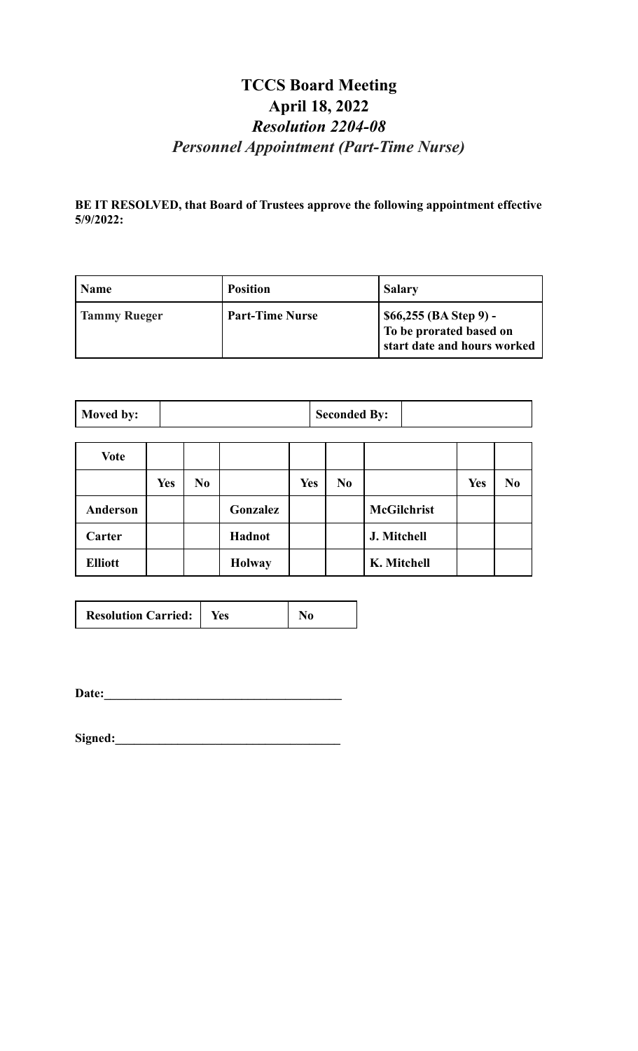# TCCS Board Meeting
# April 18, 2022
## *Resolution 2204-08*
## *Personnel Appointment (Part-Time Nurse)*

**BE IT RESOLVED, that Board of Trustees approve the following appointment effective 5/9/2022:**

| Name | Position | Salary |
|---|---|---|
| **Tammy Rueger** | **Part-Time Nurse** | **$66,255 (BA Step 9) - To be prorated based on start date and hours worked** |

| Moved by: | | Seconded By: | |
|---|---|---|---|

| Vote | | | | | | | | |
|---|---|---|---|---|---|---|---|---|
| | Yes | No | | Yes | No | | Yes | No |
| Anderson | | | Gonzalez | | | McGilchrist | | |
| Carter | | | Hadnot | | | J. Mitchell | | |
| Elliott | | | Holway | | | K. Mitchell | | |

| Resolution Carried: | Yes | No |
|---|---|---|

**Date:**_____________________________________

**Signed:**___________________________________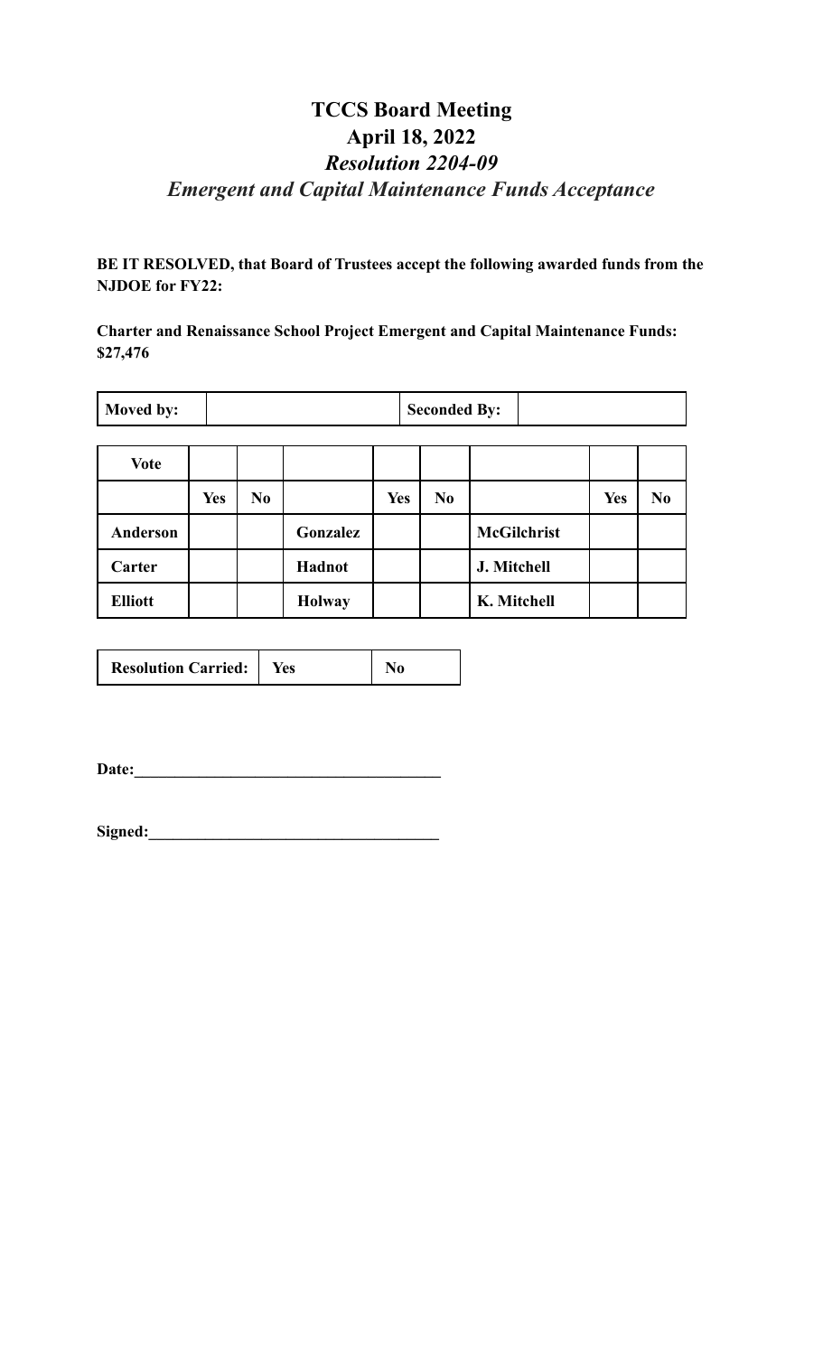# TCCS Board Meeting
# April 18, 2022
## *Resolution 2204-09*
## *Emergent and Capital Maintenance Funds Acceptance*

**BE IT RESOLVED, that Board of Trustees accept the following awarded funds from the NJDOE for FY22:**

**Charter and Renaissance School Project Emergent and Capital Maintenance Funds: $27,476**

| **Moved by:** | | **Seconded By:** | |
|---|---|---|---|

| **Vote** | | | | | | | | |
|---|---|---|---|---|---|---|---|---|
| | **Yes** | **No** | | **Yes** | **No** | | **Yes** | **No** |
| **Anderson** | | | **Gonzalez** | | | **McGilchrist** | | |
| **Carter** | | | **Hadnot** | | | **J. Mitchell** | | |
| **Elliott** | | | **Holway** | | | **K. Mitchell** | | |

| **Resolution Carried:** | **Yes** | **No** |
|---|---|---|

**Date:**_____________________________________

**Signed:**___________________________________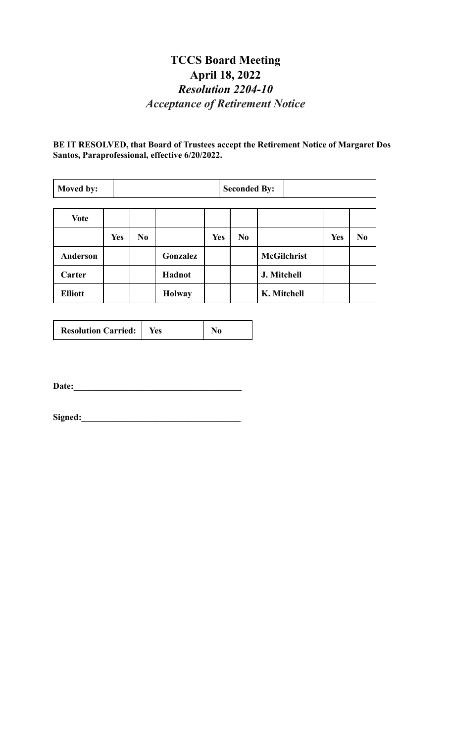# TCCS Board Meeting
## April 18, 2022
### *Resolution 2204-10*
### *Acceptance of Retirement Notice*

**BE IT RESOLVED, that Board of Trustees accept the Retirement Notice of Margaret Dos Santos, Paraprofessional, effective 6/20/2022.**

| **Moved by:** | | **Seconded By:** | |
|---|---|---|---|

| **Vote** | | | | | | | | |
|---|---|---|---|---|---|---|---|---|
| | **Yes** | **No** | | **Yes** | **No** | | **Yes** | **No** |
| **Anderson** | | | **Gonzalez** | | | **McGilchrist** | | |
| **Carter** | | | **Hadnot** | | | **J. Mitchell** | | |
| **Elliott** | | | **Holway** | | | **K. Mitchell** | | |

| **Resolution Carried:** | **Yes** | **No** |
|---|---|---|

**Date:**______________________________________

**Signed:**____________________________________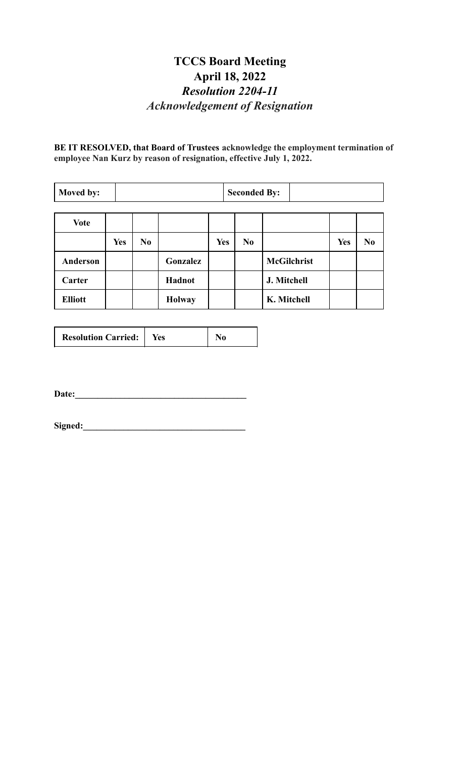# TCCS Board Meeting

## April 18, 2022

### *Resolution 2204-11*

### *Acknowledgement of Resignation*

**BE IT RESOLVED, that Board of Trustees acknowledge the employment termination of employee Nan Kurz by reason of resignation, effective July 1, 2022.**

| | | | |
|---|---|---|---|
| **Moved by:** | | **Seconded By:** | |

| **Vote** | | | | | | | | |
|---|---|---|---|---|---|---|---|---|
| | **Yes** | **No** | | **Yes** | **No** | | **Yes** | **No** |
| **Anderson** | | | **Gonzalez** | | | **McGilchrist** | | |
| **Carter** | | | **Hadnot** | | | **J. Mitchell** | | |
| **Elliott** | | | **Holway** | | | **K. Mitchell** | | |

| | | |
|---|---|---|
| **Resolution Carried:** | **Yes** | **No** |

**Date:**______________________________________

**Signed:**____________________________________